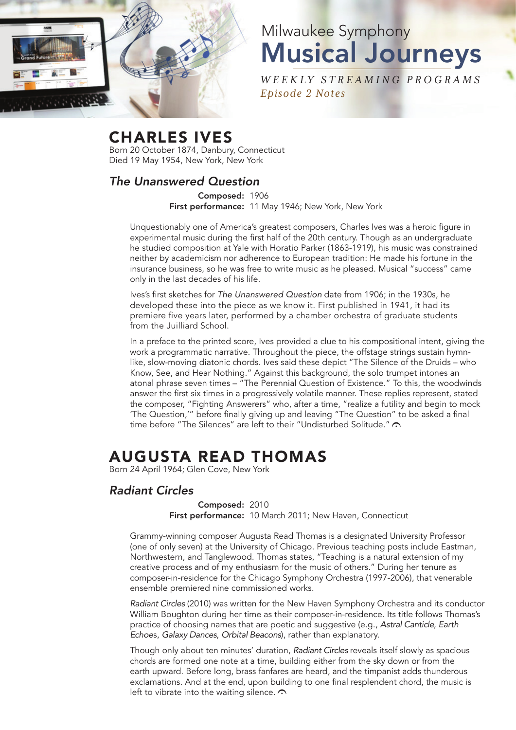Milwaukee Symphony

# Musical Journeys

*WEEKLY STREAMING PROGRAMS*
*Episode 2 Notes*

## CHARLES IVES

Born 20 October 1874, Danbury, Connecticut
Died 19 May 1954, New York, New York

### *The Unanswered Question*

**Composed:** 1906
**First performance:** 11 May 1946; New York, New York

Unquestionably one of America's greatest composers, Charles Ives was a heroic figure in experimental music during the first half of the 20th century. Though as an undergraduate he studied composition at Yale with Horatio Parker (1863-1919), his music was constrained neither by academicism nor adherence to European tradition: He made his fortune in the insurance business, so he was free to write music as he pleased. Musical "success" came only in the last decades of his life.

Ives's first sketches for *The Unanswered Question* date from 1906; in the 1930s, he developed these into the piece as we know it. First published in 1941, it had its premiere five years later, performed by a chamber orchestra of graduate students from the Juilliard School.

In a preface to the printed score, Ives provided a clue to his compositional intent, giving the work a programmatic narrative. Throughout the piece, the offstage strings sustain hymn-like, slow-moving diatonic chords. Ives said these depict "The Silence of the Druids – who Know, See, and Hear Nothing." Against this background, the solo trumpet intones an atonal phrase seven times – "The Perennial Question of Existence." To this, the woodwinds answer the first six times in a progressively volatile manner. These replies represent, stated the composer, "Fighting Answerers" who, after a time, "realize a futility and begin to mock 'The Question,'" before finally giving up and leaving "The Question" to be asked a final time before "The Silences" are left to their "Undisturbed Solitude."

## AUGUSTA READ THOMAS

Born 24 April 1964; Glen Cove, New York

### *Radiant Circles*

**Composed:** 2010
**First performance:** 10 March 2011; New Haven, Connecticut

Grammy-winning composer Augusta Read Thomas is a designated University Professor (one of only seven) at the University of Chicago. Previous teaching posts include Eastman, Northwestern, and Tanglewood. Thomas states, "Teaching is a natural extension of my creative process and of my enthusiasm for the music of others." During her tenure as composer-in-residence for the Chicago Symphony Orchestra (1997-2006), that venerable ensemble premiered nine commissioned works.

*Radiant Circles* (2010) was written for the New Haven Symphony Orchestra and its conductor William Boughton during her time as their composer-in-residence. Its title follows Thomas's practice of choosing names that are poetic and suggestive (e.g., *Astral Canticle*, *Earth Echoes*, *Galaxy Dances*, *Orbital Beacons*), rather than explanatory.

Though only about ten minutes' duration, *Radiant Circles* reveals itself slowly as spacious chords are formed one note at a time, building either from the sky down or from the earth upward. Before long, brass fanfares are heard, and the timpanist adds thunderous exclamations. And at the end, upon building to one final resplendent chord, the music is left to vibrate into the waiting silence.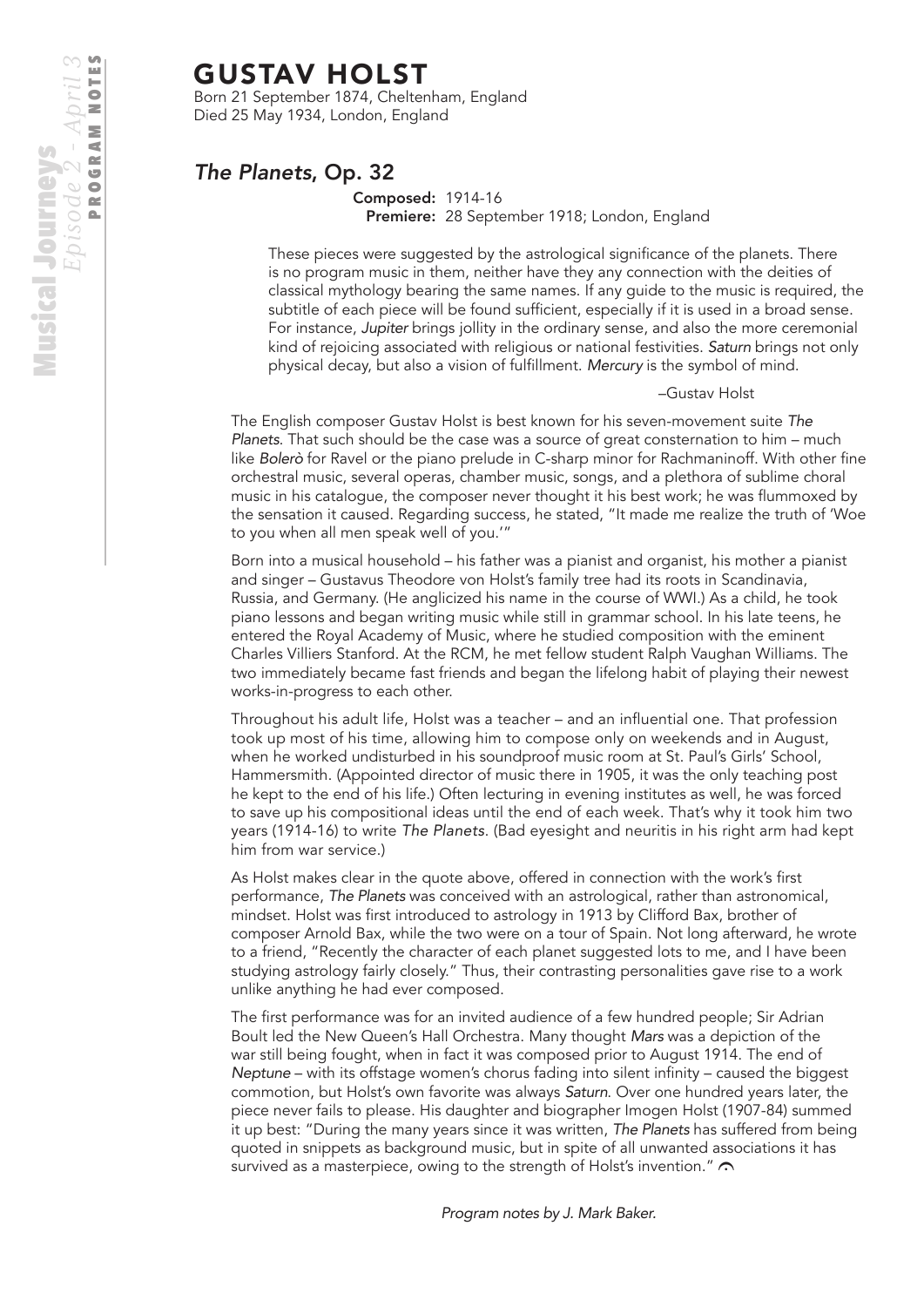# GUSTAV HOLST

Born 21 September 1874, Cheltenham, England
Died 25 May 1934, London, England

## *The Planets*, Op. 32

**Composed:** 1914-16
**Premiere:** 28 September 1918; London, England

> These pieces were suggested by the astrological significance of the planets. There is no program music in them, neither have they any connection with the deities of classical mythology bearing the same names. If any guide to the music is required, the subtitle of each piece will be found sufficient, especially if it is used in a broad sense. For instance, *Jupiter* brings jollity in the ordinary sense, and also the more ceremonial kind of rejoicing associated with religious or national festivities. *Saturn* brings not only physical decay, but also a vision of fulfillment. *Mercury* is the symbol of mind.
>
> –Gustav Holst

The English composer Gustav Holst is best known for his seven-movement suite *The Planets*. That such should be the case was a source of great consternation to him – much like *Bolerò* for Ravel or the piano prelude in C-sharp minor for Rachmaninoff. With other fine orchestral music, several operas, chamber music, songs, and a plethora of sublime choral music in his catalogue, the composer never thought it his best work; he was flummoxed by the sensation it caused. Regarding success, he stated, "It made me realize the truth of 'Woe to you when all men speak well of you.'"

Born into a musical household – his father was a pianist and organist, his mother a pianist and singer – Gustavus Theodore von Holst's family tree had its roots in Scandinavia, Russia, and Germany. (He anglicized his name in the course of WWI.) As a child, he took piano lessons and began writing music while still in grammar school. In his late teens, he entered the Royal Academy of Music, where he studied composition with the eminent Charles Villiers Stanford. At the RCM, he met fellow student Ralph Vaughan Williams. The two immediately became fast friends and began the lifelong habit of playing their newest works-in-progress to each other.

Throughout his adult life, Holst was a teacher – and an influential one. That profession took up most of his time, allowing him to compose only on weekends and in August, when he worked undisturbed in his soundproof music room at St. Paul's Girls' School, Hammersmith. (Appointed director of music there in 1905, it was the only teaching post he kept to the end of his life.) Often lecturing in evening institutes as well, he was forced to save up his compositional ideas until the end of each week. That's why it took him two years (1914-16) to write *The Planets*. (Bad eyesight and neuritis in his right arm had kept him from war service.)

As Holst makes clear in the quote above, offered in connection with the work's first performance, *The Planets* was conceived with an astrological, rather than astronomical, mindset. Holst was first introduced to astrology in 1913 by Clifford Bax, brother of composer Arnold Bax, while the two were on a tour of Spain. Not long afterward, he wrote to a friend, "Recently the character of each planet suggested lots to me, and I have been studying astrology fairly closely." Thus, their contrasting personalities gave rise to a work unlike anything he had ever composed.

The first performance was for an invited audience of a few hundred people; Sir Adrian Boult led the New Queen's Hall Orchestra. Many thought *Mars* was a depiction of the war still being fought, when in fact it was composed prior to August 1914. The end of *Neptune* – with its offstage women's chorus fading into silent infinity – caused the biggest commotion, but Holst's own favorite was always *Saturn*. Over one hundred years later, the piece never fails to please. His daughter and biographer Imogen Holst (1907-84) summed it up best: "During the many years since it was written, *The Planets* has suffered from being quoted in snippets as background music, but in spite of all unwanted associations it has survived as a masterpiece, owing to the strength of Holst's invention."

*Program notes by J. Mark Baker.*